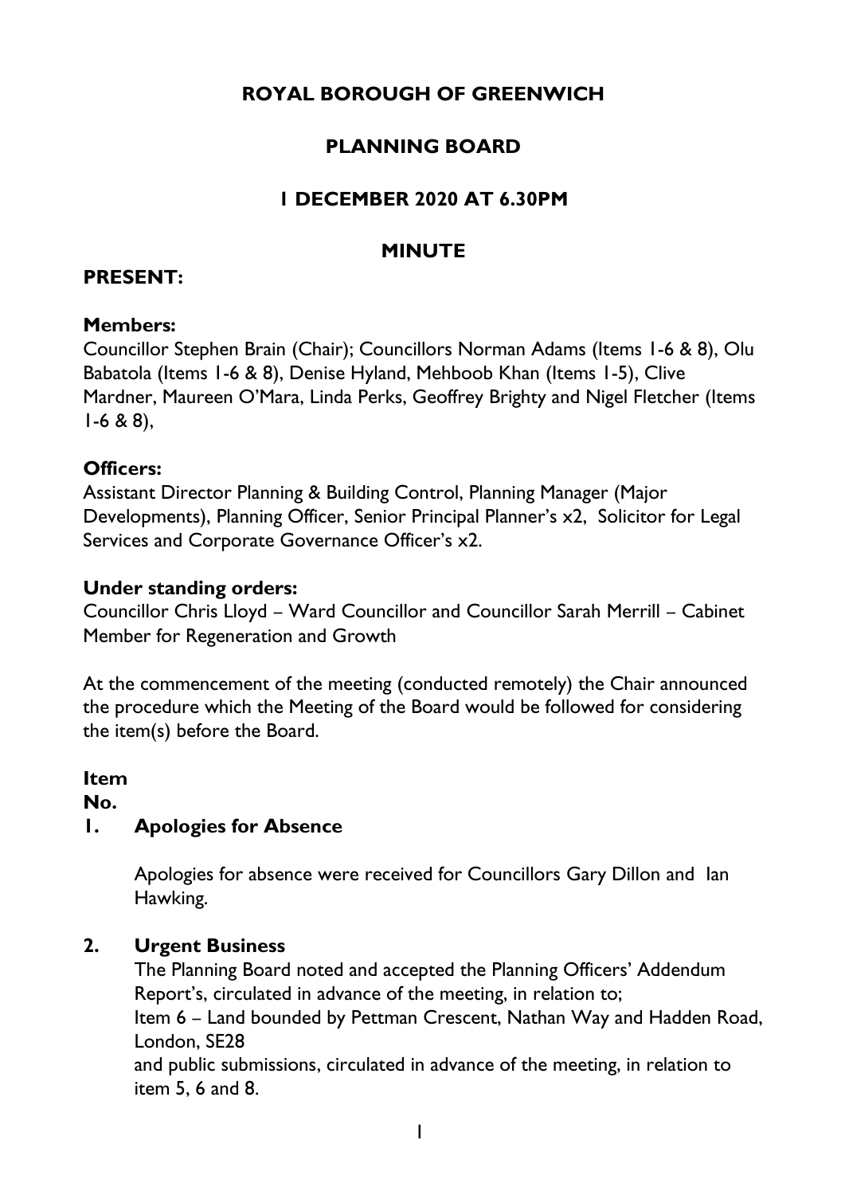# ROYAL BOROUGH OF GREENWICH

## PLANNING BOARD

## 1 DECEMBER 2020 AT 6.30PM

## MINUTE

**PRESENT:**

**Members:**
Councillor Stephen Brain (Chair); Councillors Norman Adams (Items 1-6 & 8), Olu Babatola (Items 1-6 & 8), Denise Hyland, Mehboob Khan (Items 1-5), Clive Mardner, Maureen O'Mara, Linda Perks, Geoffrey Brighty and Nigel Fletcher (Items 1-6 & 8),

**Officers:**
Assistant Director Planning & Building Control, Planning Manager (Major Developments), Planning Officer, Senior Principal Planner's x2, Solicitor for Legal Services and Corporate Governance Officer's x2.

**Under standing orders:**
Councillor Chris Lloyd – Ward Councillor and Councillor Sarah Merrill – Cabinet Member for Regeneration and Growth

At the commencement of the meeting (conducted remotely) the Chair announced the procedure which the Meeting of the Board would be followed for considering the item(s) before the Board.

**Item No.**

**1. Apologies for Absence**

Apologies for absence were received for Councillors Gary Dillon and Ian Hawking.

**2. Urgent Business**

The Planning Board noted and accepted the Planning Officers' Addendum Report's, circulated in advance of the meeting, in relation to;
Item 6 – Land bounded by Pettman Crescent, Nathan Way and Hadden Road, London, SE28
and public submissions, circulated in advance of the meeting, in relation to item 5, 6 and 8.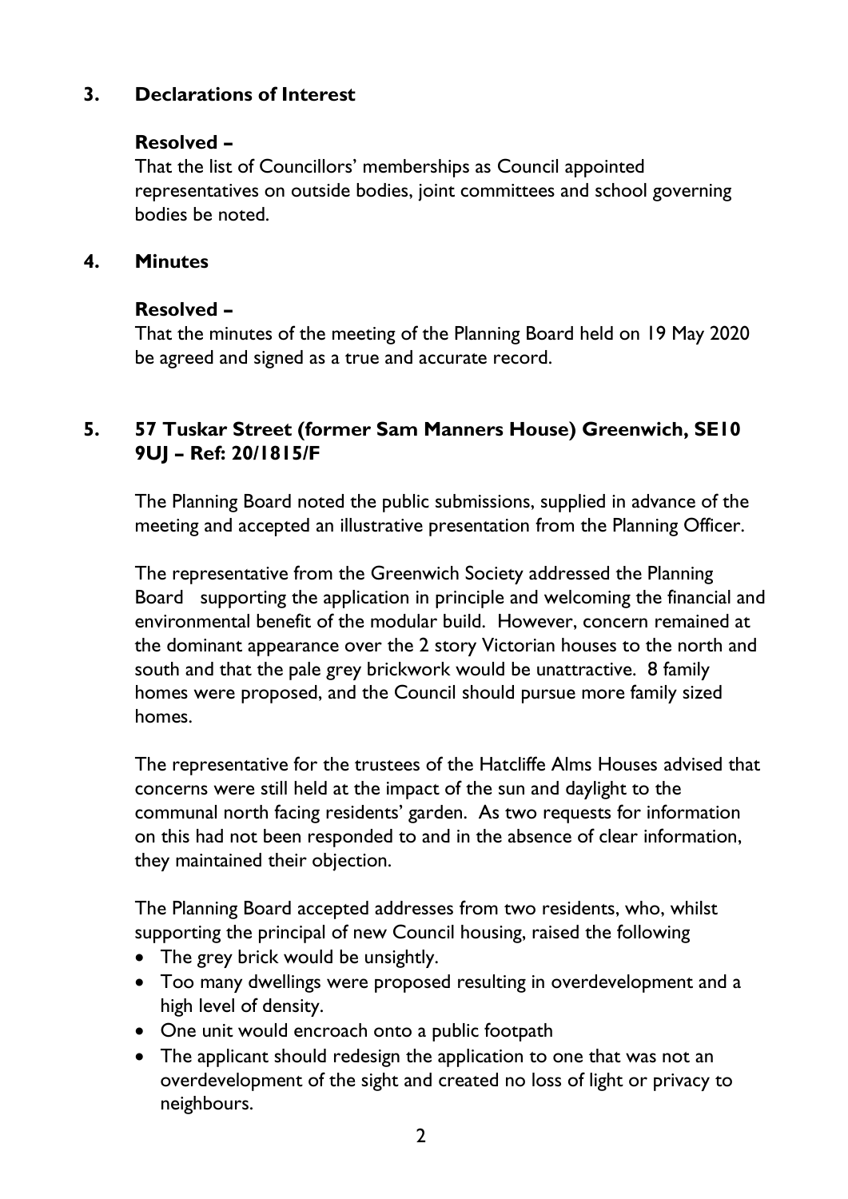## 3. Declarations of Interest

**Resolved –**

That the list of Councillors' memberships as Council appointed representatives on outside bodies, joint committees and school governing bodies be noted.

## 4. Minutes

**Resolved –**

That the minutes of the meeting of the Planning Board held on 19 May 2020 be agreed and signed as a true and accurate record.

## 5. 57 Tuskar Street (former Sam Manners House) Greenwich, SE10 9UJ – Ref: 20/1815/F

The Planning Board noted the public submissions, supplied in advance of the meeting and accepted an illustrative presentation from the Planning Officer.

The representative from the Greenwich Society addressed the Planning Board supporting the application in principle and welcoming the financial and environmental benefit of the modular build. However, concern remained at the dominant appearance over the 2 story Victorian houses to the north and south and that the pale grey brickwork would be unattractive. 8 family homes were proposed, and the Council should pursue more family sized homes.

The representative for the trustees of the Hatcliffe Alms Houses advised that concerns were still held at the impact of the sun and daylight to the communal north facing residents' garden. As two requests for information on this had not been responded to and in the absence of clear information, they maintained their objection.

The Planning Board accepted addresses from two residents, who, whilst supporting the principal of new Council housing, raised the following

- The grey brick would be unsightly.
- Too many dwellings were proposed resulting in overdevelopment and a high level of density.
- One unit would encroach onto a public footpath
- The applicant should redesign the application to one that was not an overdevelopment of the sight and created no loss of light or privacy to neighbours.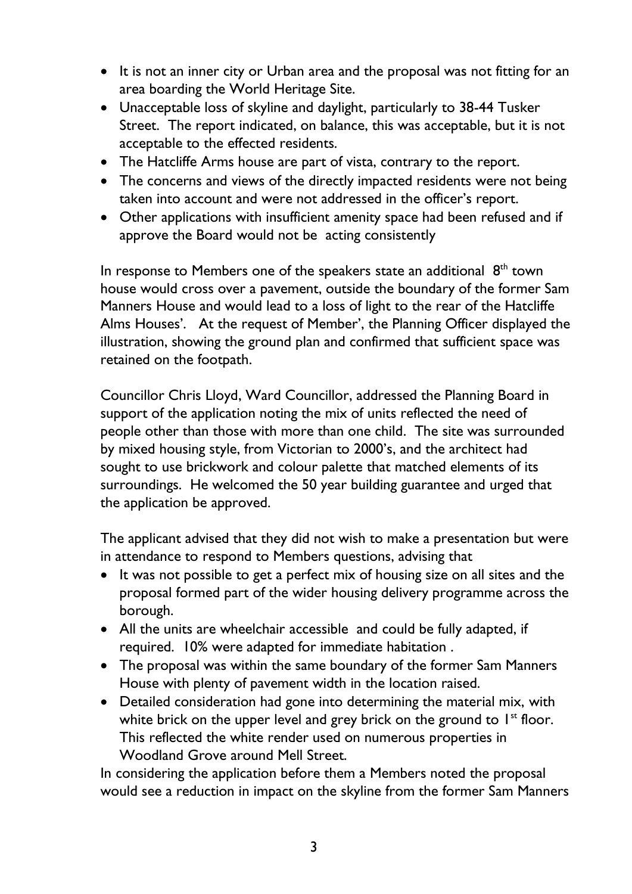- It is not an inner city or Urban area and the proposal was not fitting for an area boarding the World Heritage Site.
- Unacceptable loss of skyline and daylight, particularly to 38-44 Tusker Street. The report indicated, on balance, this was acceptable, but it is not acceptable to the effected residents.
- The Hatcliffe Arms house are part of vista, contrary to the report.
- The concerns and views of the directly impacted residents were not being taken into account and were not addressed in the officer's report.
- Other applications with insufficient amenity space had been refused and if approve the Board would not be acting consistently

In response to Members one of the speakers state an additional 8th town house would cross over a pavement, outside the boundary of the former Sam Manners House and would lead to a loss of light to the rear of the Hatcliffe Alms Houses'. At the request of Member', the Planning Officer displayed the illustration, showing the ground plan and confirmed that sufficient space was retained on the footpath.

Councillor Chris Lloyd, Ward Councillor, addressed the Planning Board in support of the application noting the mix of units reflected the need of people other than those with more than one child. The site was surrounded by mixed housing style, from Victorian to 2000's, and the architect had sought to use brickwork and colour palette that matched elements of its surroundings. He welcomed the 50 year building guarantee and urged that the application be approved.

The applicant advised that they did not wish to make a presentation but were in attendance to respond to Members questions, advising that

- It was not possible to get a perfect mix of housing size on all sites and the proposal formed part of the wider housing delivery programme across the borough.
- All the units are wheelchair accessible and could be fully adapted, if required. 10% were adapted for immediate habitation .
- The proposal was within the same boundary of the former Sam Manners House with plenty of pavement width in the location raised.
- Detailed consideration had gone into determining the material mix, with white brick on the upper level and grey brick on the ground to 1st floor. This reflected the white render used on numerous properties in Woodland Grove around Mell Street.

In considering the application before them a Members noted the proposal would see a reduction in impact on the skyline from the former Sam Manners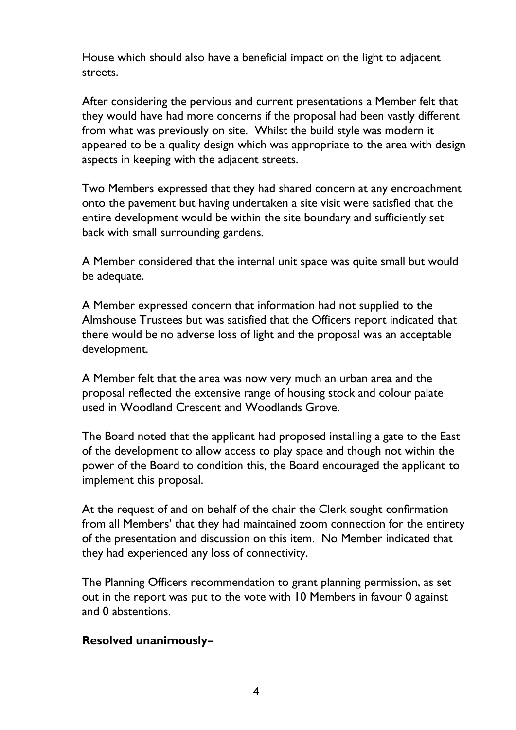House which should also have a beneficial impact on the light to adjacent streets.

After considering the pervious and current presentations a Member felt that they would have had more concerns if the proposal had been vastly different from what was previously on site. Whilst the build style was modern it appeared to be a quality design which was appropriate to the area with design aspects in keeping with the adjacent streets.

Two Members expressed that they had shared concern at any encroachment onto the pavement but having undertaken a site visit were satisfied that the entire development would be within the site boundary and sufficiently set back with small surrounding gardens.

A Member considered that the internal unit space was quite small but would be adequate.

A Member expressed concern that information had not supplied to the Almshouse Trustees but was satisfied that the Officers report indicated that there would be no adverse loss of light and the proposal was an acceptable development.

A Member felt that the area was now very much an urban area and the proposal reflected the extensive range of housing stock and colour palate used in Woodland Crescent and Woodlands Grove.

The Board noted that the applicant had proposed installing a gate to the East of the development to allow access to play space and though not within the power of the Board to condition this, the Board encouraged the applicant to implement this proposal.

At the request of and on behalf of the chair the Clerk sought confirmation from all Members' that they had maintained zoom connection for the entirety of the presentation and discussion on this item. No Member indicated that they had experienced any loss of connectivity.

The Planning Officers recommendation to grant planning permission, as set out in the report was put to the vote with 10 Members in favour 0 against and 0 abstentions.

**Resolved unanimously–**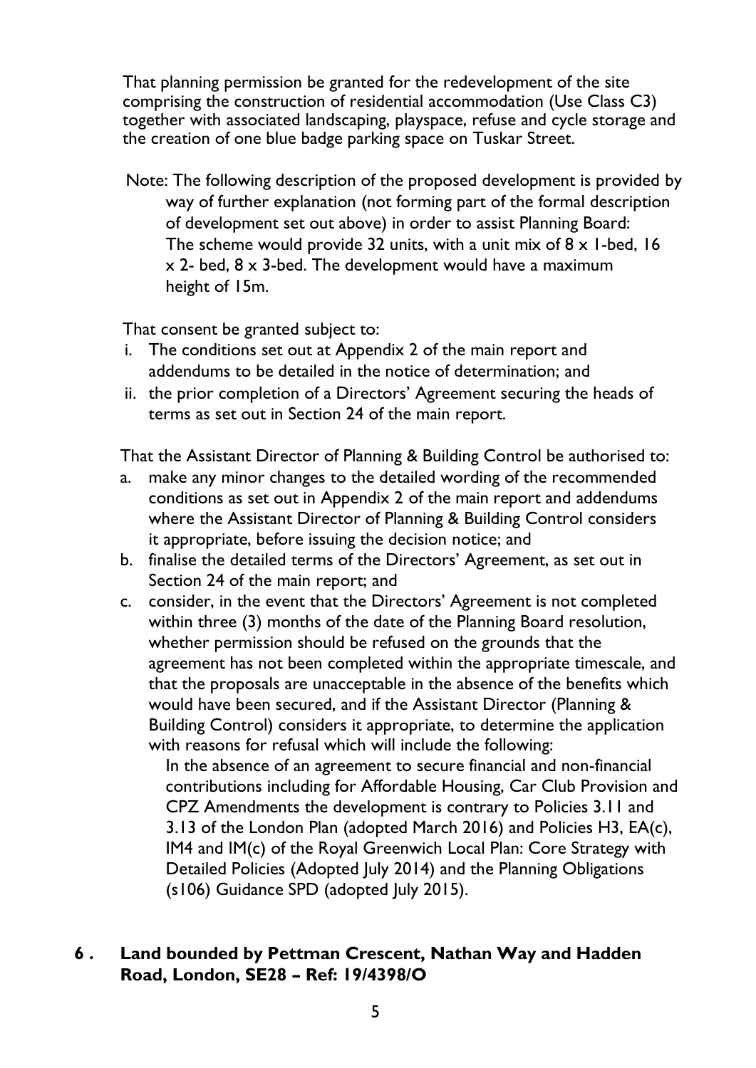That planning permission be granted for the redevelopment of the site comprising the construction of residential accommodation (Use Class C3) together with associated landscaping, playspace, refuse and cycle storage and the creation of one blue badge parking space on Tuskar Street.

Note: The following description of the proposed development is provided by way of further explanation (not forming part of the formal description of development set out above) in order to assist Planning Board: The scheme would provide 32 units, with a unit mix of 8 x 1-bed, 16 x 2- bed, 8 x 3-bed. The development would have a maximum height of 15m.

That consent be granted subject to:

i. The conditions set out at Appendix 2 of the main report and addendums to be detailed in the notice of determination; and
ii. the prior completion of a Directors' Agreement securing the heads of terms as set out in Section 24 of the main report.

That the Assistant Director of Planning & Building Control be authorised to:

a. make any minor changes to the detailed wording of the recommended conditions as set out in Appendix 2 of the main report and addendums where the Assistant Director of Planning & Building Control considers it appropriate, before issuing the decision notice; and
b. finalise the detailed terms of the Directors' Agreement, as set out in Section 24 of the main report; and
c. consider, in the event that the Directors' Agreement is not completed within three (3) months of the date of the Planning Board resolution, whether permission should be refused on the grounds that the agreement has not been completed within the appropriate timescale, and that the proposals are unacceptable in the absence of the benefits which would have been secured, and if the Assistant Director (Planning & Building Control) considers it appropriate, to determine the application with reasons for refusal which will include the following:

   In the absence of an agreement to secure financial and non-financial contributions including for Affordable Housing, Car Club Provision and CPZ Amendments the development is contrary to Policies 3.11 and 3.13 of the London Plan (adopted March 2016) and Policies H3, EA(c), IM4 and IM(c) of the Royal Greenwich Local Plan: Core Strategy with Detailed Policies (Adopted July 2014) and the Planning Obligations (s106) Guidance SPD (adopted July 2015).

## 6 . Land bounded by Pettman Crescent, Nathan Way and Hadden Road, London, SE28 – Ref: 19/4398/O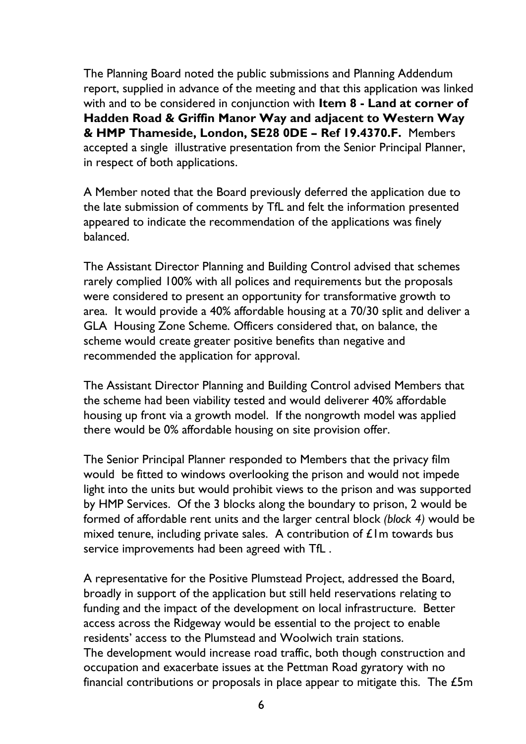The Planning Board noted the public submissions and Planning Addendum report, supplied in advance of the meeting and that this application was linked with and to be considered in conjunction with **Item 8 - Land at corner of Hadden Road & Griffin Manor Way and adjacent to Western Way & HMP Thameside, London, SE28 0DE – Ref 19.4370.F.** Members accepted a single illustrative presentation from the Senior Principal Planner, in respect of both applications.

A Member noted that the Board previously deferred the application due to the late submission of comments by TfL and felt the information presented appeared to indicate the recommendation of the applications was finely balanced.

The Assistant Director Planning and Building Control advised that schemes rarely complied 100% with all polices and requirements but the proposals were considered to present an opportunity for transformative growth to area. It would provide a 40% affordable housing at a 70/30 split and deliver a GLA Housing Zone Scheme. Officers considered that, on balance, the scheme would create greater positive benefits than negative and recommended the application for approval.

The Assistant Director Planning and Building Control advised Members that the scheme had been viability tested and would deliverer 40% affordable housing up front via a growth model. If the nongrowth model was applied there would be 0% affordable housing on site provision offer.

The Senior Principal Planner responded to Members that the privacy film would be fitted to windows overlooking the prison and would not impede light into the units but would prohibit views to the prison and was supported by HMP Services. Of the 3 blocks along the boundary to prison, 2 would be formed of affordable rent units and the larger central block *(block 4)* would be mixed tenure, including private sales. A contribution of £1m towards bus service improvements had been agreed with TfL .

A representative for the Positive Plumstead Project, addressed the Board, broadly in support of the application but still held reservations relating to funding and the impact of the development on local infrastructure. Better access across the Ridgeway would be essential to the project to enable residents' access to the Plumstead and Woolwich train stations.
The development would increase road traffic, both though construction and occupation and exacerbate issues at the Pettman Road gyratory with no financial contributions or proposals in place appear to mitigate this. The £5m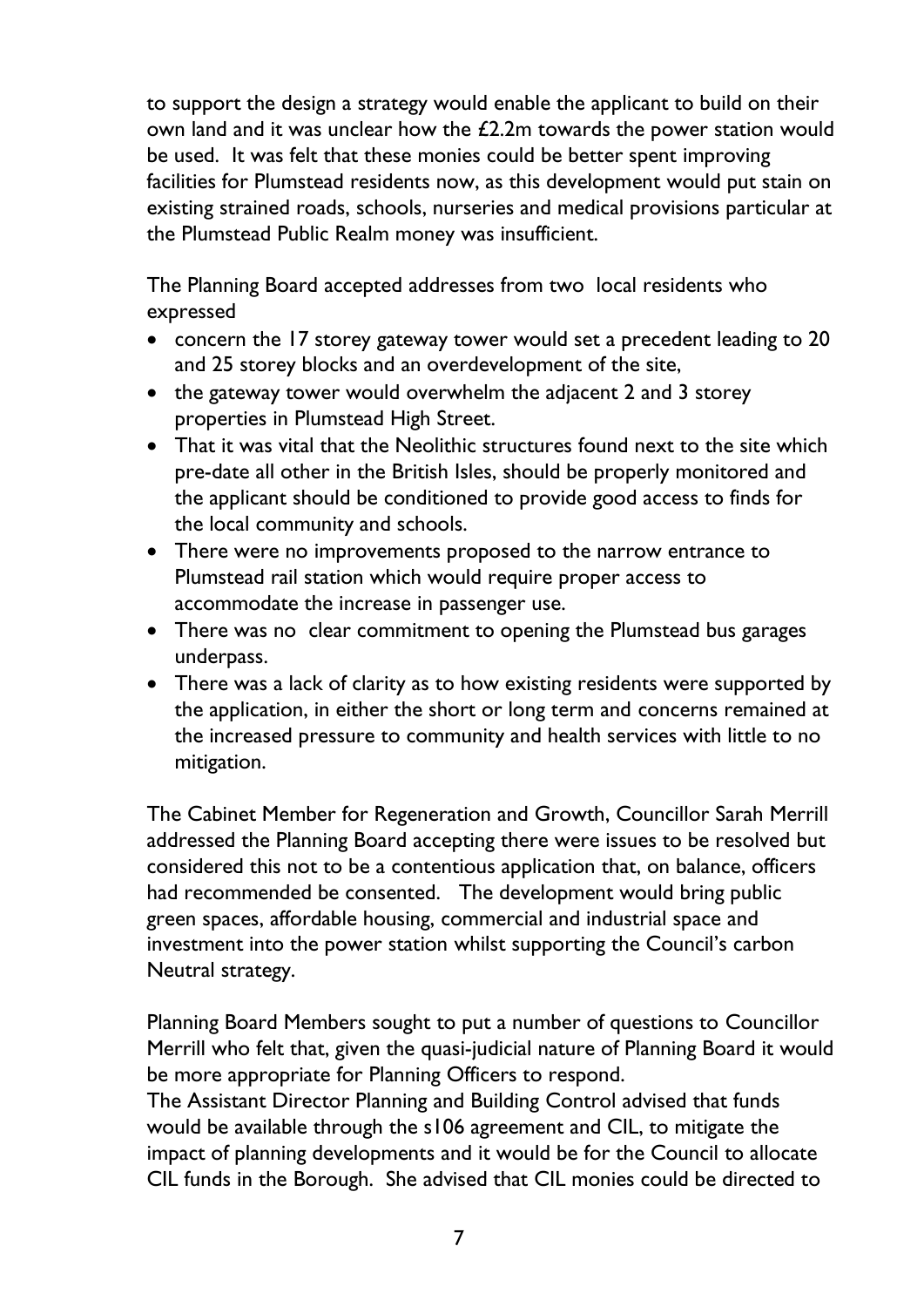to support the design a strategy would enable the applicant to build on their own land and it was unclear how the £2.2m towards the power station would be used. It was felt that these monies could be better spent improving facilities for Plumstead residents now, as this development would put stain on existing strained roads, schools, nurseries and medical provisions particular at the Plumstead Public Realm money was insufficient.

The Planning Board accepted addresses from two local residents who expressed

- concern the 17 storey gateway tower would set a precedent leading to 20 and 25 storey blocks and an overdevelopment of the site,
- the gateway tower would overwhelm the adjacent 2 and 3 storey properties in Plumstead High Street.
- That it was vital that the Neolithic structures found next to the site which pre-date all other in the British Isles, should be properly monitored and the applicant should be conditioned to provide good access to finds for the local community and schools.
- There were no improvements proposed to the narrow entrance to Plumstead rail station which would require proper access to accommodate the increase in passenger use.
- There was no clear commitment to opening the Plumstead bus garages underpass.
- There was a lack of clarity as to how existing residents were supported by the application, in either the short or long term and concerns remained at the increased pressure to community and health services with little to no mitigation.

The Cabinet Member for Regeneration and Growth, Councillor Sarah Merrill addressed the Planning Board accepting there were issues to be resolved but considered this not to be a contentious application that, on balance, officers had recommended be consented. The development would bring public green spaces, affordable housing, commercial and industrial space and investment into the power station whilst supporting the Council's carbon Neutral strategy.

Planning Board Members sought to put a number of questions to Councillor Merrill who felt that, given the quasi-judicial nature of Planning Board it would be more appropriate for Planning Officers to respond.
The Assistant Director Planning and Building Control advised that funds would be available through the s106 agreement and CIL, to mitigate the impact of planning developments and it would be for the Council to allocate CIL funds in the Borough. She advised that CIL monies could be directed to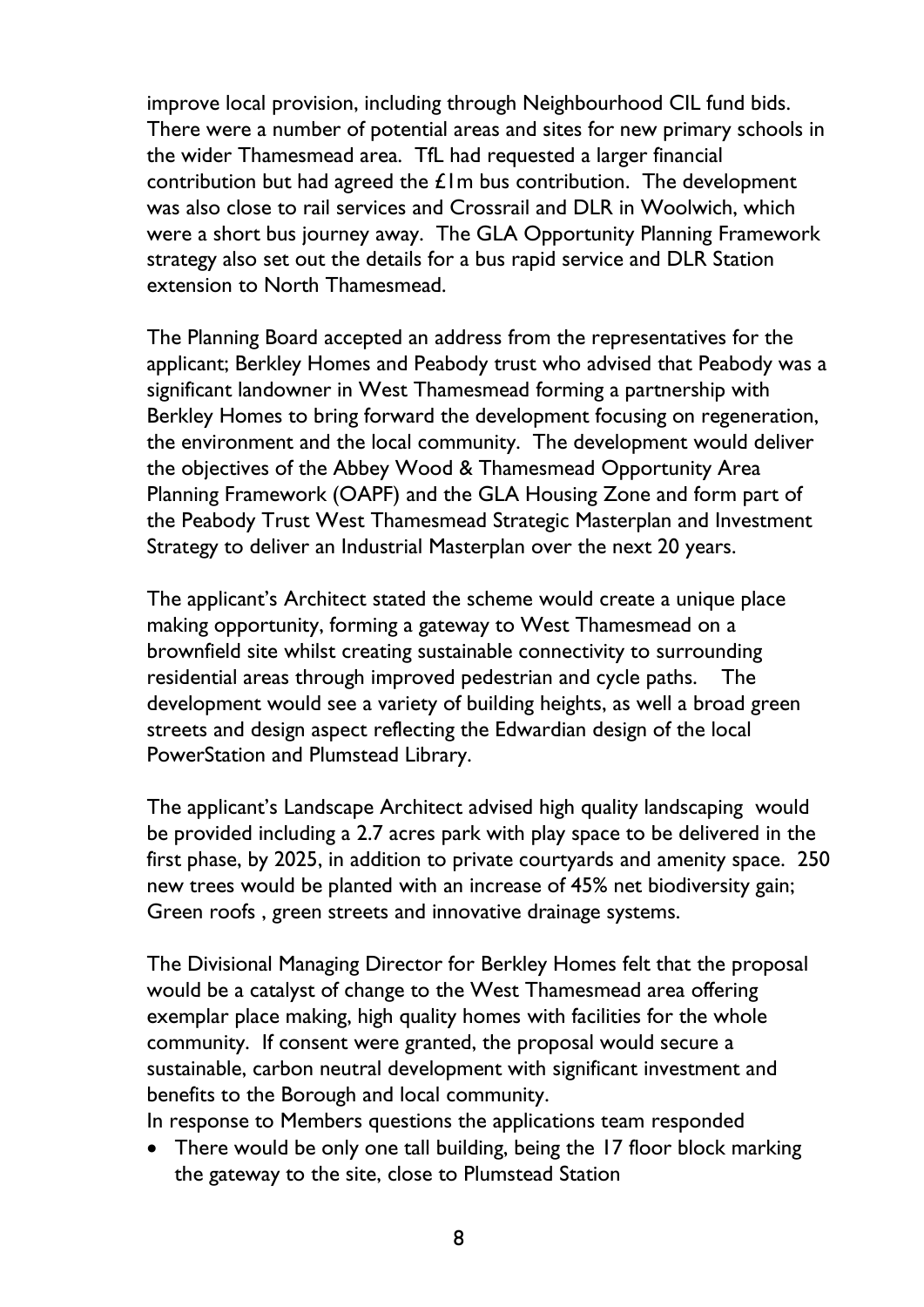improve local provision, including through Neighbourhood CIL fund bids. There were a number of potential areas and sites for new primary schools in the wider Thamesmead area. TfL had requested a larger financial contribution but had agreed the £1m bus contribution. The development was also close to rail services and Crossrail and DLR in Woolwich, which were a short bus journey away. The GLA Opportunity Planning Framework strategy also set out the details for a bus rapid service and DLR Station extension to North Thamesmead.

The Planning Board accepted an address from the representatives for the applicant; Berkley Homes and Peabody trust who advised that Peabody was a significant landowner in West Thamesmead forming a partnership with Berkley Homes to bring forward the development focusing on regeneration, the environment and the local community. The development would deliver the objectives of the Abbey Wood & Thamesmead Opportunity Area Planning Framework (OAPF) and the GLA Housing Zone and form part of the Peabody Trust West Thamesmead Strategic Masterplan and Investment Strategy to deliver an Industrial Masterplan over the next 20 years.

The applicant's Architect stated the scheme would create a unique place making opportunity, forming a gateway to West Thamesmead on a brownfield site whilst creating sustainable connectivity to surrounding residential areas through improved pedestrian and cycle paths. The development would see a variety of building heights, as well a broad green streets and design aspect reflecting the Edwardian design of the local PowerStation and Plumstead Library.

The applicant's Landscape Architect advised high quality landscaping would be provided including a 2.7 acres park with play space to be delivered in the first phase, by 2025, in addition to private courtyards and amenity space. 250 new trees would be planted with an increase of 45% net biodiversity gain; Green roofs , green streets and innovative drainage systems.

The Divisional Managing Director for Berkley Homes felt that the proposal would be a catalyst of change to the West Thamesmead area offering exemplar place making, high quality homes with facilities for the whole community. If consent were granted, the proposal would secure a sustainable, carbon neutral development with significant investment and benefits to the Borough and local community.
In response to Members questions the applications team responded

- There would be only one tall building, being the 17 floor block marking the gateway to the site, close to Plumstead Station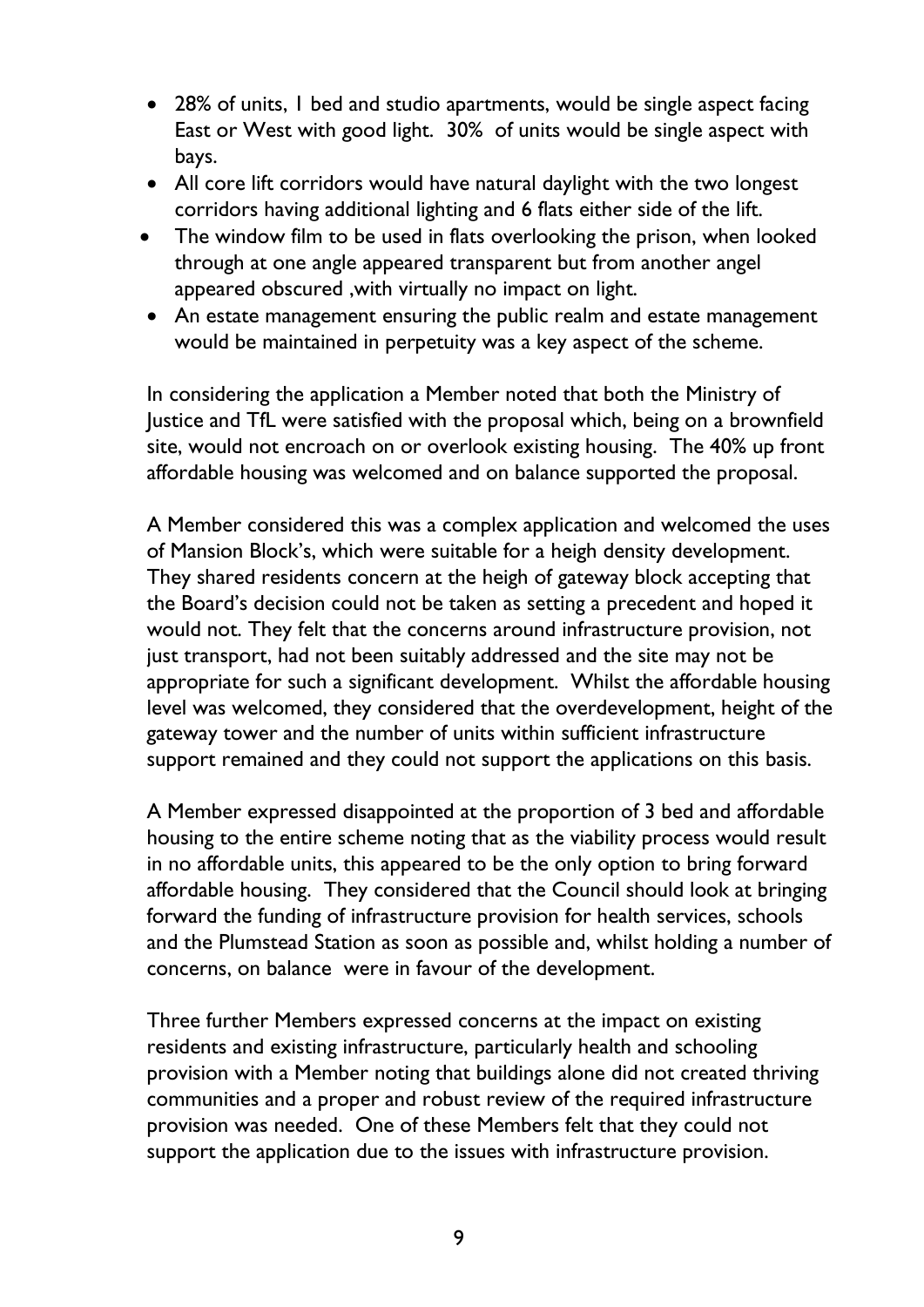- 28% of units, 1 bed and studio apartments, would be single aspect facing East or West with good light. 30% of units would be single aspect with bays.
- All core lift corridors would have natural daylight with the two longest corridors having additional lighting and 6 flats either side of the lift.
- The window film to be used in flats overlooking the prison, when looked through at one angle appeared transparent but from another angel appeared obscured ,with virtually no impact on light.
- An estate management ensuring the public realm and estate management would be maintained in perpetuity was a key aspect of the scheme.

In considering the application a Member noted that both the Ministry of Justice and TfL were satisfied with the proposal which, being on a brownfield site, would not encroach on or overlook existing housing. The 40% up front affordable housing was welcomed and on balance supported the proposal.

A Member considered this was a complex application and welcomed the uses of Mansion Block's, which were suitable for a heigh density development. They shared residents concern at the heigh of gateway block accepting that the Board's decision could not be taken as setting a precedent and hoped it would not. They felt that the concerns around infrastructure provision, not just transport, had not been suitably addressed and the site may not be appropriate for such a significant development. Whilst the affordable housing level was welcomed, they considered that the overdevelopment, height of the gateway tower and the number of units within sufficient infrastructure support remained and they could not support the applications on this basis.

A Member expressed disappointed at the proportion of 3 bed and affordable housing to the entire scheme noting that as the viability process would result in no affordable units, this appeared to be the only option to bring forward affordable housing. They considered that the Council should look at bringing forward the funding of infrastructure provision for health services, schools and the Plumstead Station as soon as possible and, whilst holding a number of concerns, on balance were in favour of the development.

Three further Members expressed concerns at the impact on existing residents and existing infrastructure, particularly health and schooling provision with a Member noting that buildings alone did not created thriving communities and a proper and robust review of the required infrastructure provision was needed. One of these Members felt that they could not support the application due to the issues with infrastructure provision.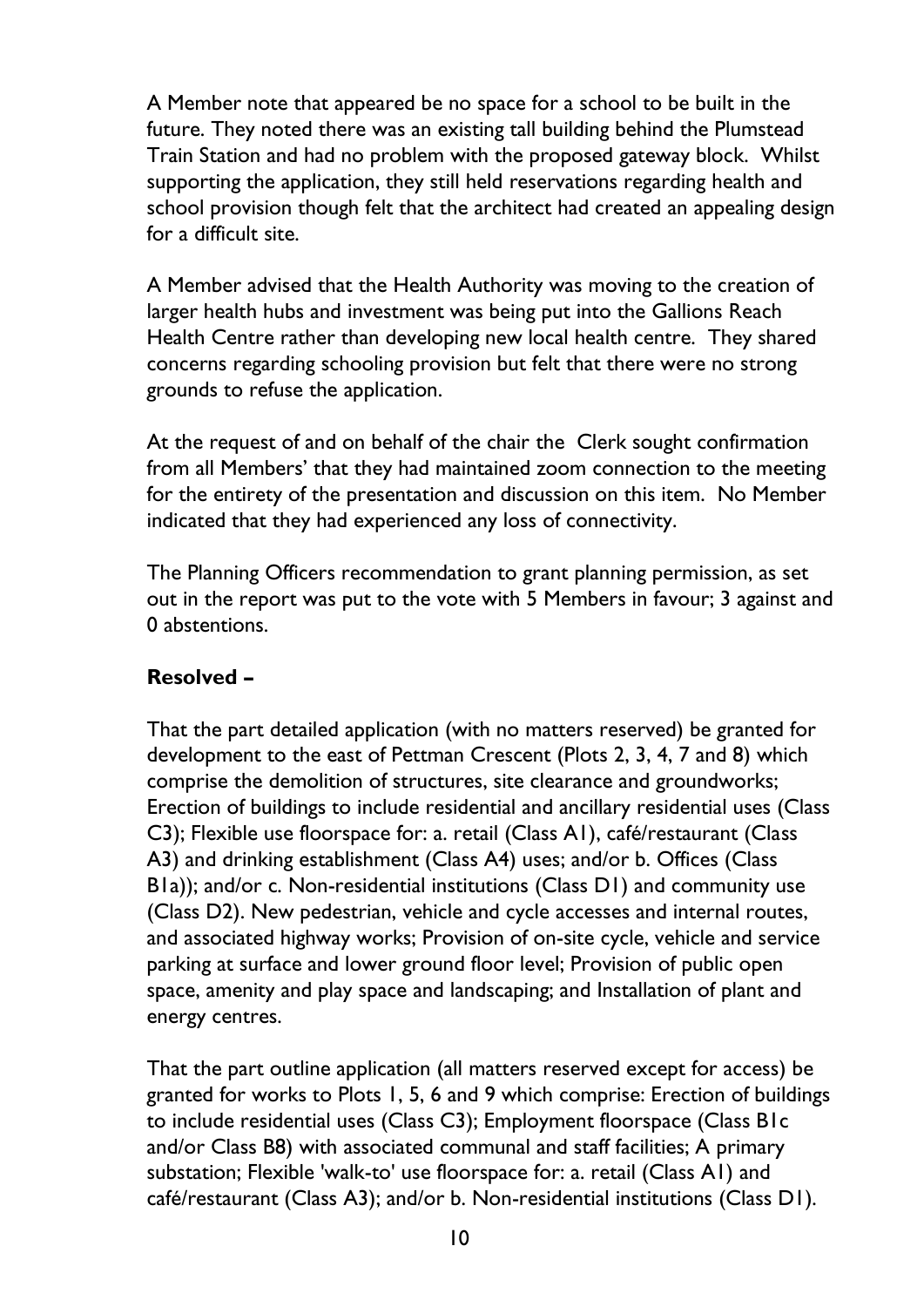A Member note that appeared be no space for a school to be built in the future. They noted there was an existing tall building behind the Plumstead Train Station and had no problem with the proposed gateway block. Whilst supporting the application, they still held reservations regarding health and school provision though felt that the architect had created an appealing design for a difficult site.

A Member advised that the Health Authority was moving to the creation of larger health hubs and investment was being put into the Gallions Reach Health Centre rather than developing new local health centre. They shared concerns regarding schooling provision but felt that there were no strong grounds to refuse the application.

At the request of and on behalf of the chair the Clerk sought confirmation from all Members' that they had maintained zoom connection to the meeting for the entirety of the presentation and discussion on this item. No Member indicated that they had experienced any loss of connectivity.

The Planning Officers recommendation to grant planning permission, as set out in the report was put to the vote with 5 Members in favour; 3 against and 0 abstentions.

**Resolved –**

That the part detailed application (with no matters reserved) be granted for development to the east of Pettman Crescent (Plots 2, 3, 4, 7 and 8) which comprise the demolition of structures, site clearance and groundworks; Erection of buildings to include residential and ancillary residential uses (Class C3); Flexible use floorspace for: a. retail (Class A1), café/restaurant (Class A3) and drinking establishment (Class A4) uses; and/or b. Offices (Class B1a)); and/or c. Non-residential institutions (Class D1) and community use (Class D2). New pedestrian, vehicle and cycle accesses and internal routes, and associated highway works; Provision of on-site cycle, vehicle and service parking at surface and lower ground floor level; Provision of public open space, amenity and play space and landscaping; and Installation of plant and energy centres.

That the part outline application (all matters reserved except for access) be granted for works to Plots 1, 5, 6 and 9 which comprise: Erection of buildings to include residential uses (Class C3); Employment floorspace (Class B1c and/or Class B8) with associated communal and staff facilities; A primary substation; Flexible 'walk-to' use floorspace for: a. retail (Class A1) and café/restaurant (Class A3); and/or b. Non-residential institutions (Class D1).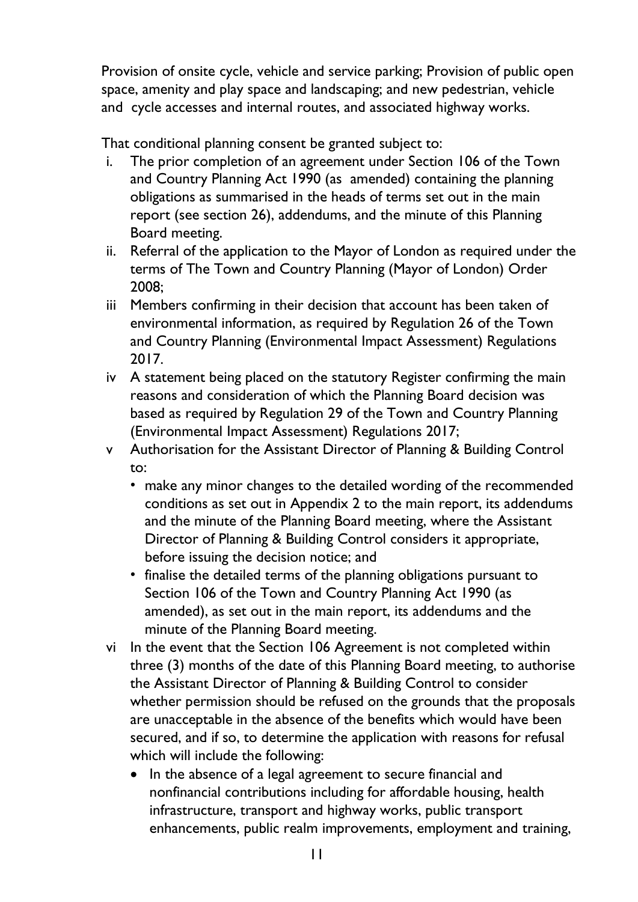Provision of onsite cycle, vehicle and service parking; Provision of public open space, amenity and play space and landscaping; and new pedestrian, vehicle and cycle accesses and internal routes, and associated highway works.

That conditional planning consent be granted subject to:

i. The prior completion of an agreement under Section 106 of the Town and Country Planning Act 1990 (as amended) containing the planning obligations as summarised in the heads of terms set out in the main report (see section 26), addendums, and the minute of this Planning Board meeting.

ii. Referral of the application to the Mayor of London as required under the terms of The Town and Country Planning (Mayor of London) Order 2008;

iii Members confirming in their decision that account has been taken of environmental information, as required by Regulation 26 of the Town and Country Planning (Environmental Impact Assessment) Regulations 2017.

iv A statement being placed on the statutory Register confirming the main reasons and consideration of which the Planning Board decision was based as required by Regulation 29 of the Town and Country Planning (Environmental Impact Assessment) Regulations 2017;

v Authorisation for the Assistant Director of Planning & Building Control to:

- make any minor changes to the detailed wording of the recommended conditions as set out in Appendix 2 to the main report, its addendums and the minute of the Planning Board meeting, where the Assistant Director of Planning & Building Control considers it appropriate, before issuing the decision notice; and
- finalise the detailed terms of the planning obligations pursuant to Section 106 of the Town and Country Planning Act 1990 (as amended), as set out in the main report, its addendums and the minute of the Planning Board meeting.

vi In the event that the Section 106 Agreement is not completed within three (3) months of the date of this Planning Board meeting, to authorise the Assistant Director of Planning & Building Control to consider whether permission should be refused on the grounds that the proposals are unacceptable in the absence of the benefits which would have been secured, and if so, to determine the application with reasons for refusal which will include the following:

- In the absence of a legal agreement to secure financial and nonfinancial contributions including for affordable housing, health infrastructure, transport and highway works, public transport enhancements, public realm improvements, employment and training,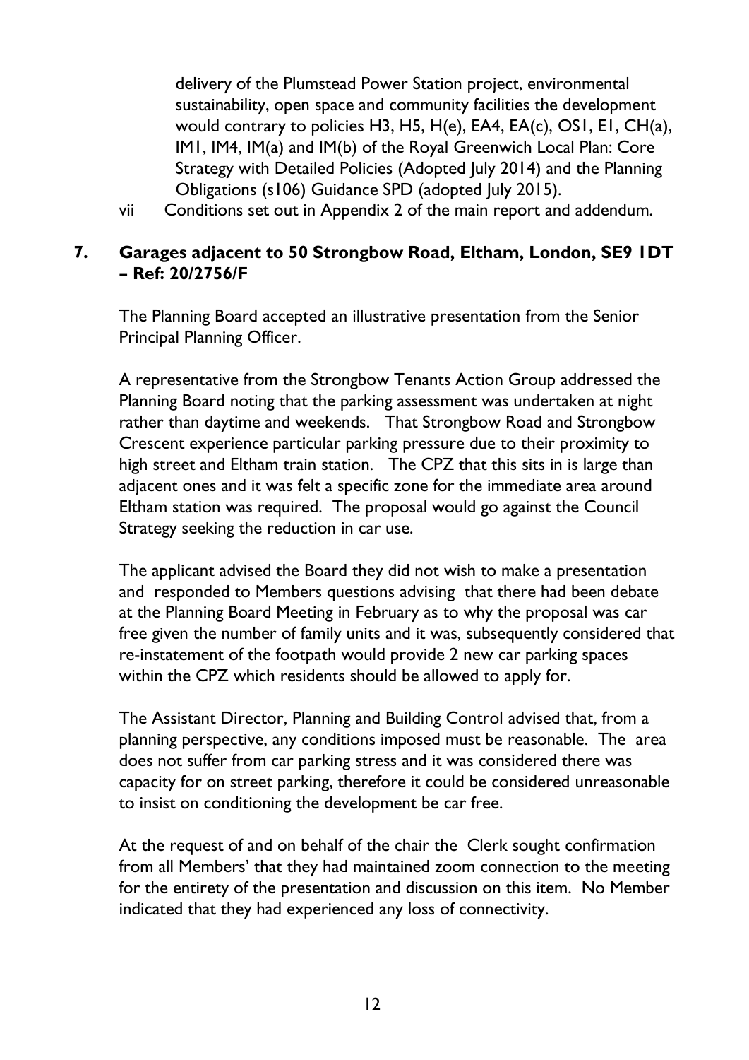delivery of the Plumstead Power Station project, environmental sustainability, open space and community facilities the development would contrary to policies H3, H5, H(e), EA4, EA(c), OS1, E1, CH(a), IM1, IM4, IM(a) and IM(b) of the Royal Greenwich Local Plan: Core Strategy with Detailed Policies (Adopted July 2014) and the Planning Obligations (s106) Guidance SPD (adopted July 2015).

vii Conditions set out in Appendix 2 of the main report and addendum.

## 7. Garages adjacent to 50 Strongbow Road, Eltham, London, SE9 1DT – Ref: 20/2756/F

The Planning Board accepted an illustrative presentation from the Senior Principal Planning Officer.

A representative from the Strongbow Tenants Action Group addressed the Planning Board noting that the parking assessment was undertaken at night rather than daytime and weekends. That Strongbow Road and Strongbow Crescent experience particular parking pressure due to their proximity to high street and Eltham train station. The CPZ that this sits in is large than adjacent ones and it was felt a specific zone for the immediate area around Eltham station was required. The proposal would go against the Council Strategy seeking the reduction in car use.

The applicant advised the Board they did not wish to make a presentation and responded to Members questions advising that there had been debate at the Planning Board Meeting in February as to why the proposal was car free given the number of family units and it was, subsequently considered that re-instatement of the footpath would provide 2 new car parking spaces within the CPZ which residents should be allowed to apply for.

The Assistant Director, Planning and Building Control advised that, from a planning perspective, any conditions imposed must be reasonable. The area does not suffer from car parking stress and it was considered there was capacity for on street parking, therefore it could be considered unreasonable to insist on conditioning the development be car free.

At the request of and on behalf of the chair the Clerk sought confirmation from all Members' that they had maintained zoom connection to the meeting for the entirety of the presentation and discussion on this item. No Member indicated that they had experienced any loss of connectivity.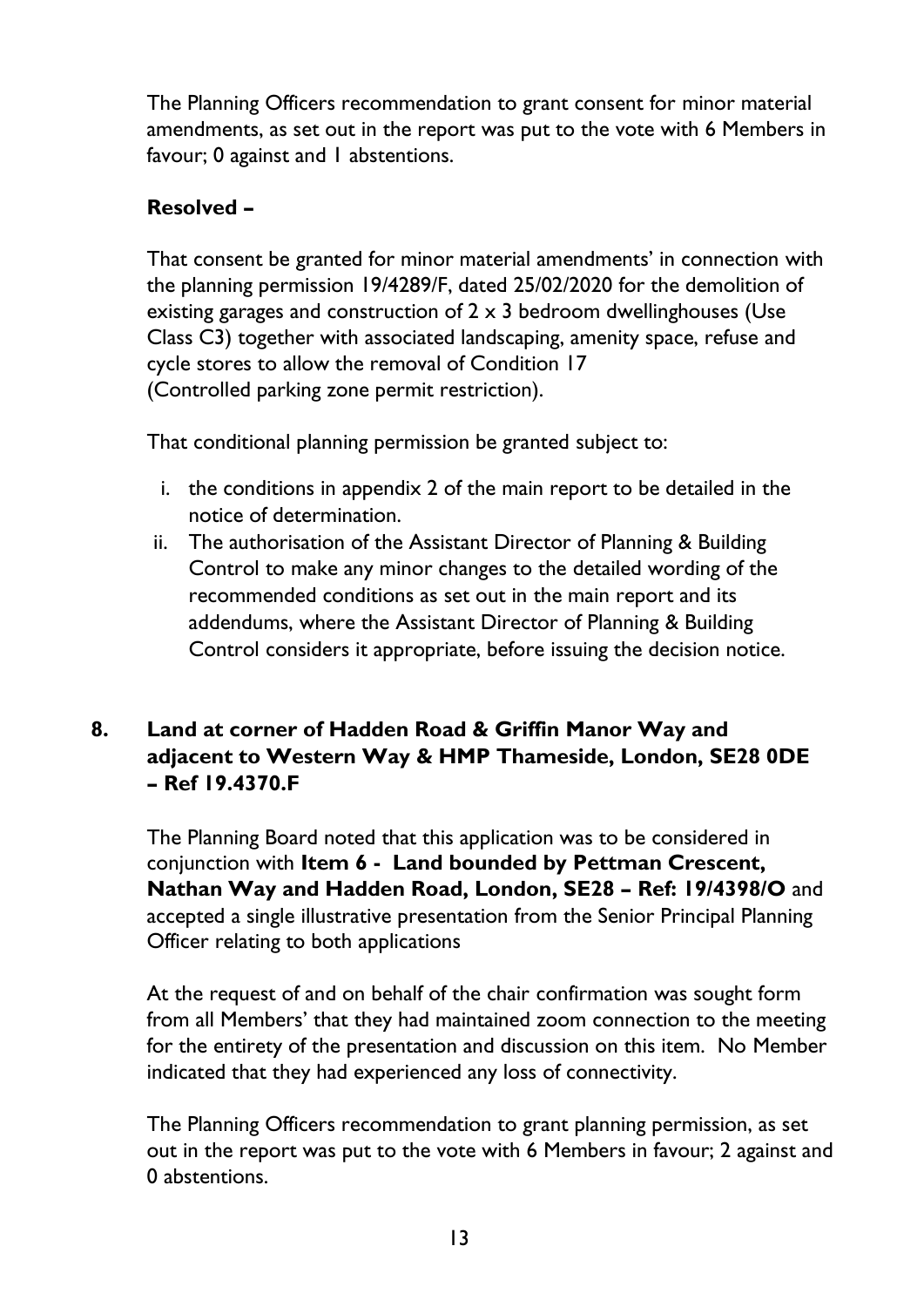The Planning Officers recommendation to grant consent for minor material amendments, as set out in the report was put to the vote with 6 Members in favour; 0 against and 1 abstentions.

**Resolved –**

That consent be granted for minor material amendments' in connection with the planning permission 19/4289/F, dated 25/02/2020 for the demolition of existing garages and construction of 2 x 3 bedroom dwellinghouses (Use Class C3) together with associated landscaping, amenity space, refuse and cycle stores to allow the removal of Condition 17 (Controlled parking zone permit restriction).

That conditional planning permission be granted subject to:

i. the conditions in appendix 2 of the main report to be detailed in the notice of determination.
ii. The authorisation of the Assistant Director of Planning & Building Control to make any minor changes to the detailed wording of the recommended conditions as set out in the main report and its addendums, where the Assistant Director of Planning & Building Control considers it appropriate, before issuing the decision notice.

## 8. Land at corner of Hadden Road & Griffin Manor Way and adjacent to Western Way & HMP Thameside, London, SE28 0DE – Ref 19.4370.F

The Planning Board noted that this application was to be considered in conjunction with **Item 6 - Land bounded by Pettman Crescent, Nathan Way and Hadden Road, London, SE28 – Ref: 19/4398/O** and accepted a single illustrative presentation from the Senior Principal Planning Officer relating to both applications

At the request of and on behalf of the chair confirmation was sought form from all Members' that they had maintained zoom connection to the meeting for the entirety of the presentation and discussion on this item. No Member indicated that they had experienced any loss of connectivity.

The Planning Officers recommendation to grant planning permission, as set out in the report was put to the vote with 6 Members in favour; 2 against and 0 abstentions.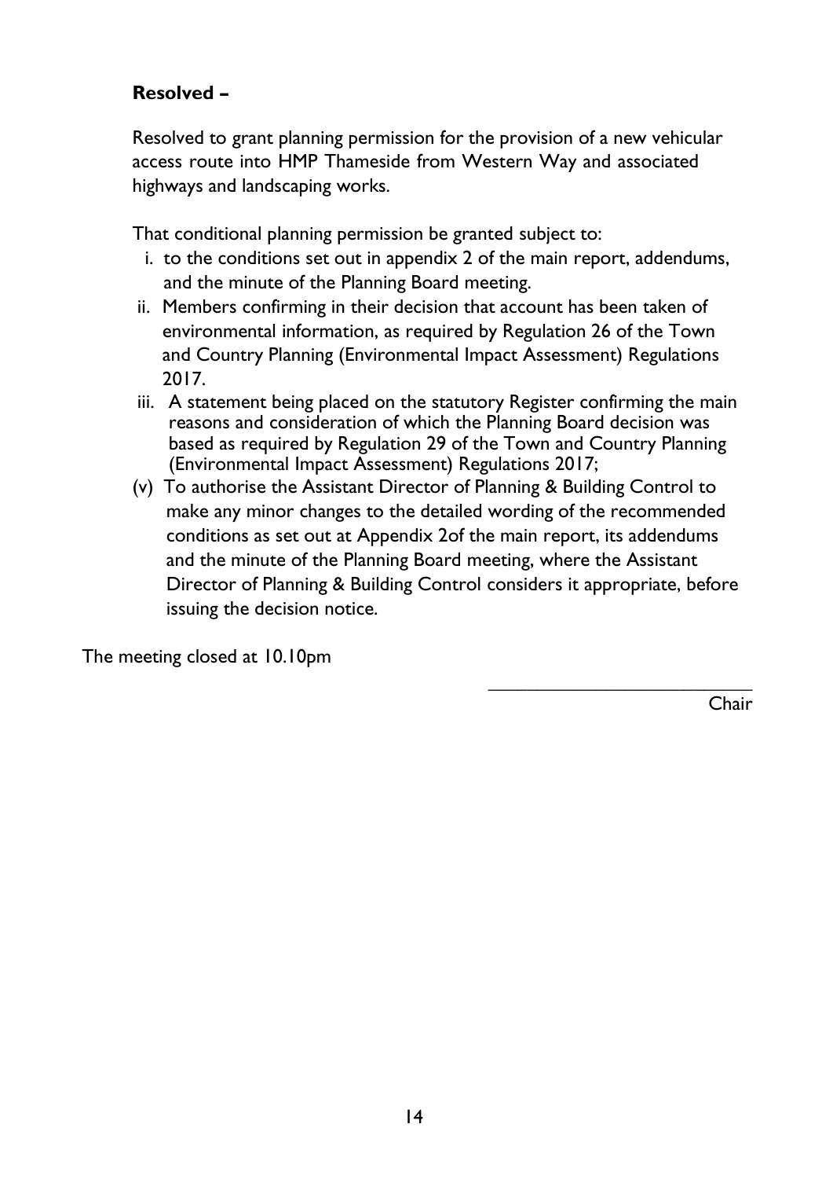**Resolved –**

Resolved to grant planning permission for the provision of a new vehicular access route into HMP Thameside from Western Way and associated highways and landscaping works.

That conditional planning permission be granted subject to:

i. to the conditions set out in appendix 2 of the main report, addendums, and the minute of the Planning Board meeting.

ii. Members confirming in their decision that account has been taken of environmental information, as required by Regulation 26 of the Town and Country Planning (Environmental Impact Assessment) Regulations 2017.

iii. A statement being placed on the statutory Register confirming the main reasons and consideration of which the Planning Board decision was based as required by Regulation 29 of the Town and Country Planning (Environmental Impact Assessment) Regulations 2017;

(v) To authorise the Assistant Director of Planning & Building Control to make any minor changes to the detailed wording of the recommended conditions as set out at Appendix 2of the main report, its addendums and the minute of the Planning Board meeting, where the Assistant Director of Planning & Building Control considers it appropriate, before issuing the decision notice.

The meeting closed at 10.10pm

\_\_\_\_\_\_\_\_\_\_\_\_\_\_\_\_\_\_\_\_\_\_\_\_\_\_\_

Chair